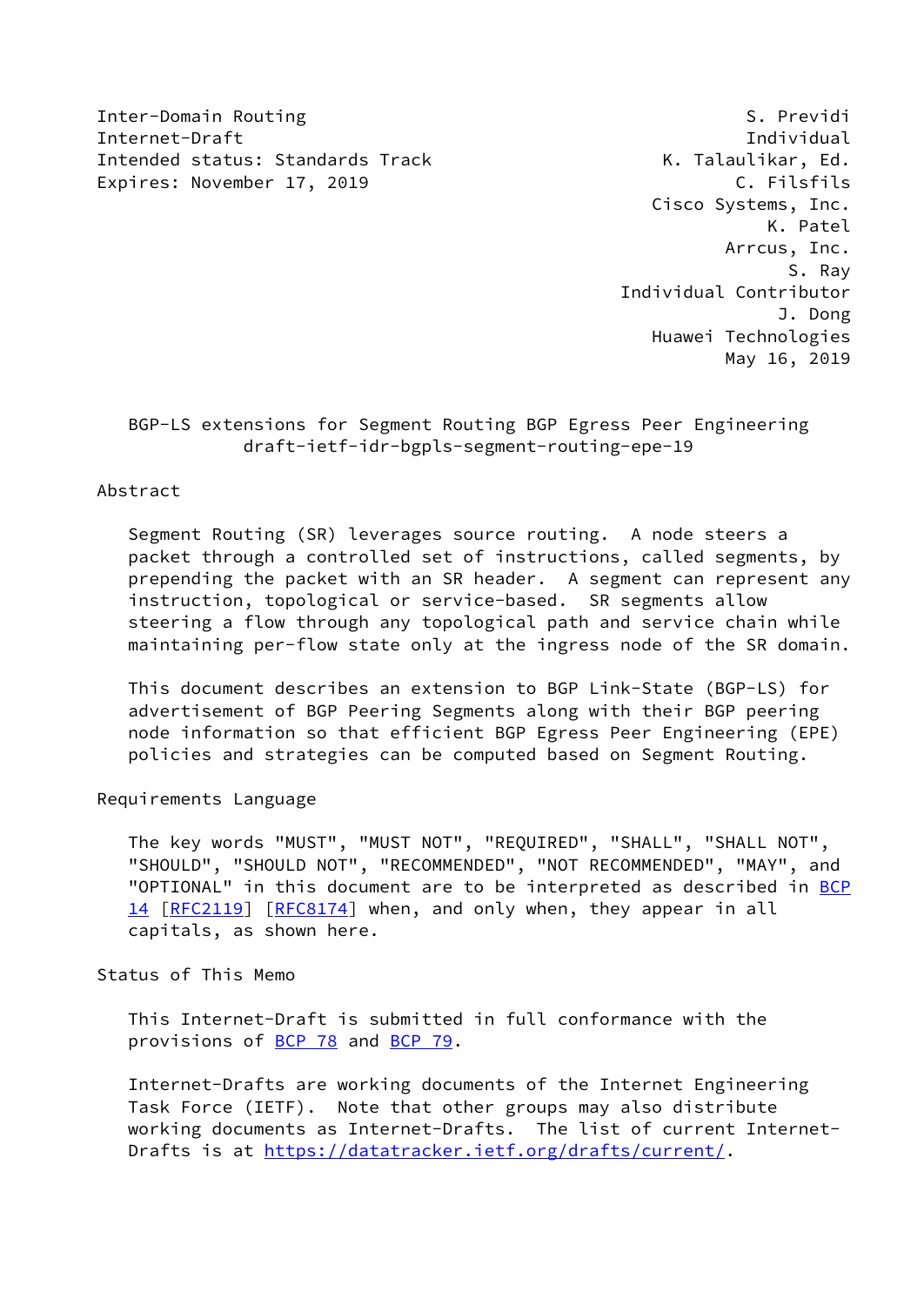Inter-Domain Routing — S. Previdi
Internet-Draft — Individual
Intended status: Standards Track — K. Talaulikar, Ed.
Expires: November 17, 2019 — C. Filsfils

Cisco Systems, Inc.
K. Patel
Arrcus, Inc.
S. Ray
Individual Contributor
J. Dong
Huawei Technologies
May 16, 2019

# BGP-LS extensions for Segment Routing BGP Egress Peer Engineering
draft-ietf-idr-bgpls-segment-routing-epe-19

## Abstract

Segment Routing (SR) leverages source routing. A node steers a packet through a controlled set of instructions, called segments, by prepending the packet with an SR header. A segment can represent any instruction, topological or service-based. SR segments allow steering a flow through any topological path and service chain while maintaining per-flow state only at the ingress node of the SR domain.

This document describes an extension to BGP Link-State (BGP-LS) for advertisement of BGP Peering Segments along with their BGP peering node information so that efficient BGP Egress Peer Engineering (EPE) policies and strategies can be computed based on Segment Routing.

## Requirements Language

The key words "MUST", "MUST NOT", "REQUIRED", "SHALL", "SHALL NOT", "SHOULD", "SHOULD NOT", "RECOMMENDED", "NOT RECOMMENDED", "MAY", and "OPTIONAL" in this document are to be interpreted as described in BCP 14 [RFC2119] [RFC8174] when, and only when, they appear in all capitals, as shown here.

## Status of This Memo

This Internet-Draft is submitted in full conformance with the provisions of BCP 78 and BCP 79.

Internet-Drafts are working documents of the Internet Engineering Task Force (IETF). Note that other groups may also distribute working documents as Internet-Drafts. The list of current Internet-Drafts is at https://datatracker.ietf.org/drafts/current/.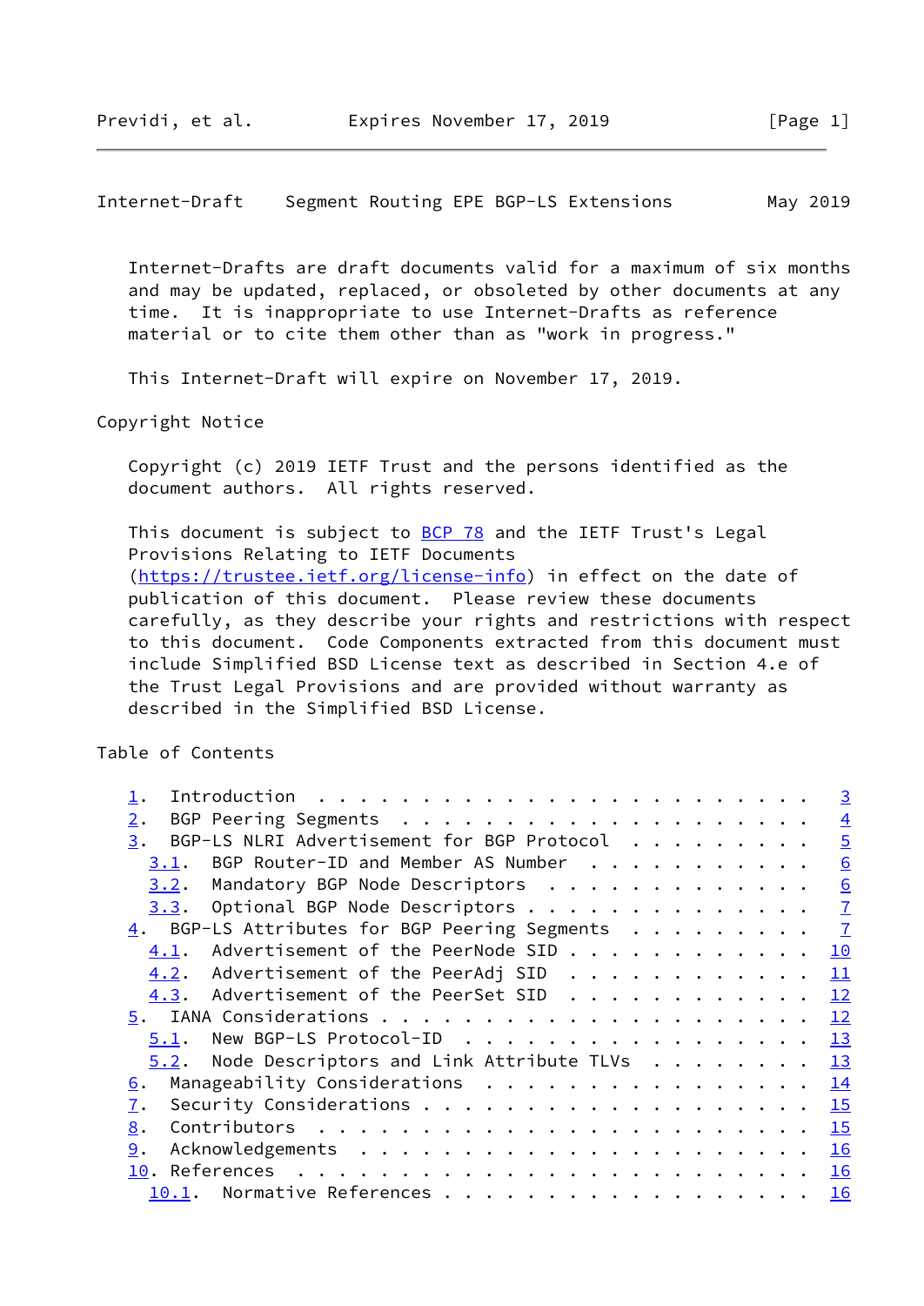Internet-Drafts are draft documents valid for a maximum of six months and may be updated, replaced, or obsoleted by other documents at any time. It is inappropriate to use Internet-Drafts as reference material or to cite them other than as "work in progress."

This Internet-Draft will expire on November 17, 2019.

Copyright Notice

Copyright (c) 2019 IETF Trust and the persons identified as the document authors. All rights reserved.

This document is subject to BCP 78 and the IETF Trust's Legal Provisions Relating to IETF Documents (https://trustee.ietf.org/license-info) in effect on the date of publication of this document. Please review these documents carefully, as they describe your rights and restrictions with respect to this document. Code Components extracted from this document must include Simplified BSD License text as described in Section 4.e of the Trust Legal Provisions and are provided without warranty as described in the Simplified BSD License.

Table of Contents

```
   1.  Introduction . . . . . . . . . . . . . . . . . . . . . . . .   3
   2.  BGP Peering Segments . . . . . . . . . . . . . . . . . . . .   4
   3.  BGP-LS NLRI Advertisement for BGP Protocol . . . . . . . . .   5
     3.1.  BGP Router-ID and Member AS Number . . . . . . . . . . .   6
     3.2.  Mandatory BGP Node Descriptors . . . . . . . . . . . . .   6
     3.3.  Optional BGP Node Descriptors . . . . . . . . . . . . . .   7
   4.  BGP-LS Attributes for BGP Peering Segments . . . . . . . . .   7
     4.1.  Advertisement of the PeerNode SID . . . . . . . . . . . .  10
     4.2.  Advertisement of the PeerAdj SID . . . . . . . . . . . .  11
     4.3.  Advertisement of the PeerSet SID . . . . . . . . . . . .  12
   5.  IANA Considerations . . . . . . . . . . . . . . . . . . . . .  12
     5.1.  New BGP-LS Protocol-ID . . . . . . . . . . . . . . . . .  13
     5.2.  Node Descriptors and Link Attribute TLVs . . . . . . . .  13
   6.  Manageability Considerations . . . . . . . . . . . . . . . .  14
   7.  Security Considerations . . . . . . . . . . . . . . . . . . .  15
   8.  Contributors . . . . . . . . . . . . . . . . . . . . . . . .  15
   9.  Acknowledgements . . . . . . . . . . . . . . . . . . . . . .  16
   10. References . . . . . . . . . . . . . . . . . . . . . . . . .  16
     10.1.  Normative References . . . . . . . . . . . . . . . . . .  16
```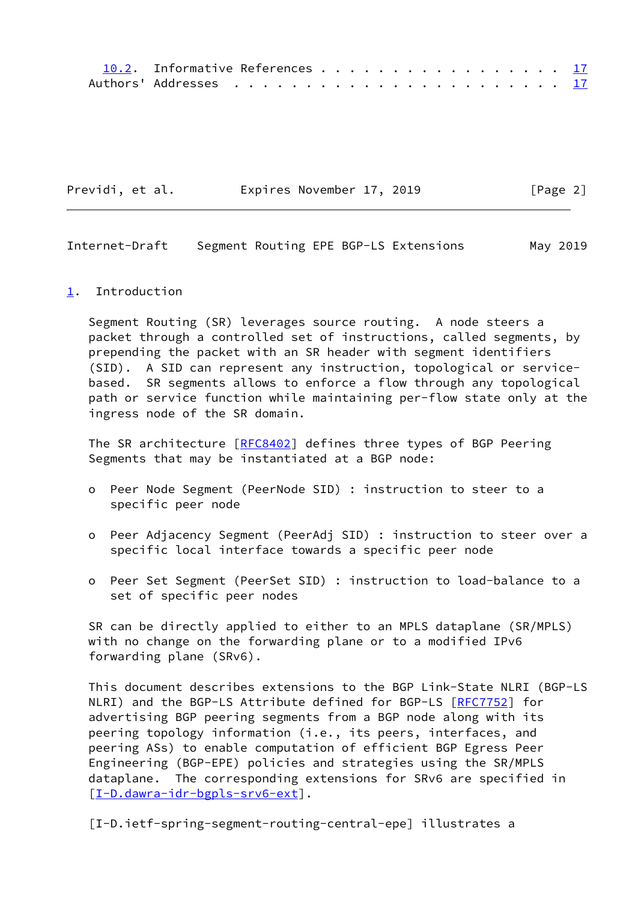10.2. Informative References . . . . . . . . . . . . . . . . . . 17
   Authors' Addresses . . . . . . . . . . . . . . . . . . . . . . . 17

## 1. Introduction

Segment Routing (SR) leverages source routing. A node steers a packet through a controlled set of instructions, called segments, by prepending the packet with an SR header with segment identifiers (SID). A SID can represent any instruction, topological or service-based. SR segments allows to enforce a flow through any topological path or service function while maintaining per-flow state only at the ingress node of the SR domain.

The SR architecture [RFC8402] defines three types of BGP Peering Segments that may be instantiated at a BGP node:

- Peer Node Segment (PeerNode SID) : instruction to steer to a specific peer node
- Peer Adjacency Segment (PeerAdj SID) : instruction to steer over a specific local interface towards a specific peer node
- Peer Set Segment (PeerSet SID) : instruction to load-balance to a set of specific peer nodes

SR can be directly applied to either to an MPLS dataplane (SR/MPLS) with no change on the forwarding plane or to a modified IPv6 forwarding plane (SRv6).

This document describes extensions to the BGP Link-State NLRI (BGP-LS NLRI) and the BGP-LS Attribute defined for BGP-LS [RFC7752] for advertising BGP peering segments from a BGP node along with its peering topology information (i.e., its peers, interfaces, and peering ASs) to enable computation of efficient BGP Egress Peer Engineering (BGP-EPE) policies and strategies using the SR/MPLS dataplane. The corresponding extensions for SRv6 are specified in [I-D.dawra-idr-bgpls-srv6-ext].

[I-D.ietf-spring-segment-routing-central-epe] illustrates a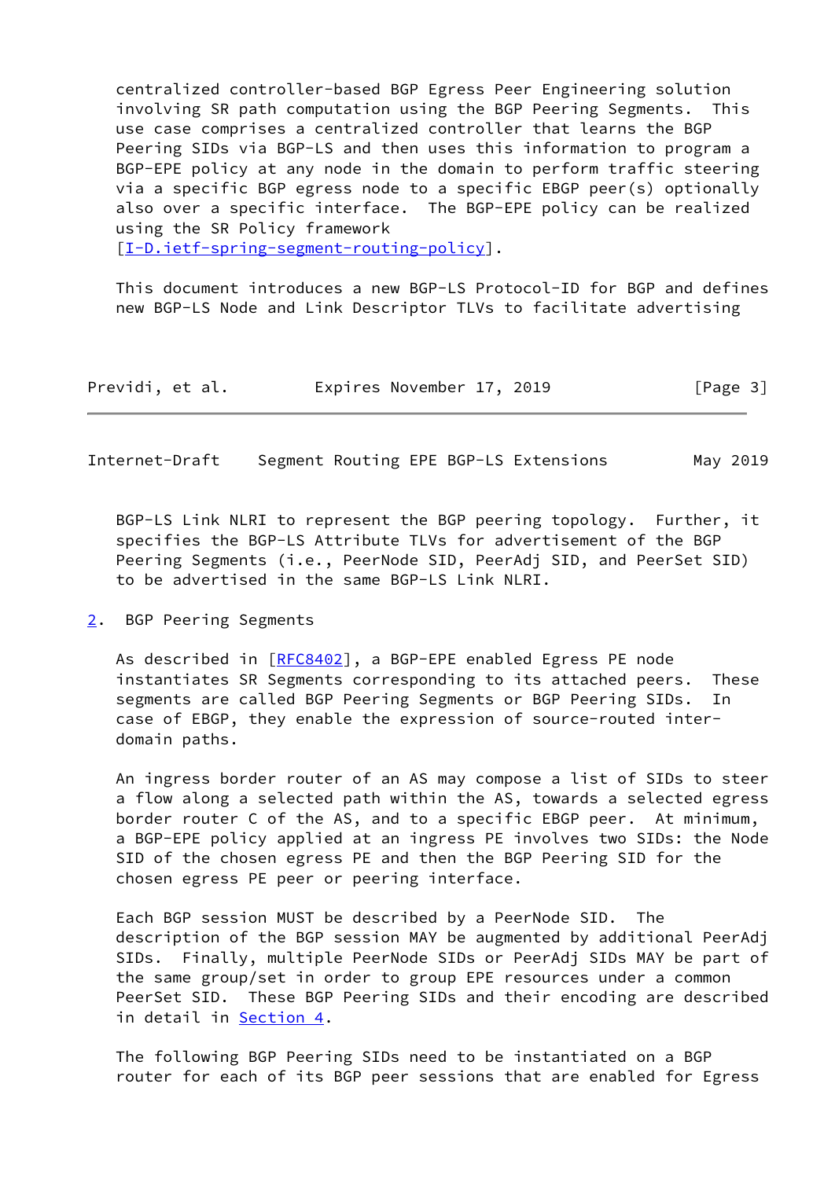centralized controller-based BGP Egress Peer Engineering solution involving SR path computation using the BGP Peering Segments. This use case comprises a centralized controller that learns the BGP Peering SIDs via BGP-LS and then uses this information to program a BGP-EPE policy at any node in the domain to perform traffic steering via a specific BGP egress node to a specific EBGP peer(s) optionally also over a specific interface. The BGP-EPE policy can be realized using the SR Policy framework [I-D.ietf-spring-segment-routing-policy].

This document introduces a new BGP-LS Protocol-ID for BGP and defines new BGP-LS Node and Link Descriptor TLVs to facilitate advertising BGP-LS Link NLRI to represent the BGP peering topology. Further, it specifies the BGP-LS Attribute TLVs for advertisement of the BGP Peering Segments (i.e., PeerNode SID, PeerAdj SID, and PeerSet SID) to be advertised in the same BGP-LS Link NLRI.

## 2. BGP Peering Segments

As described in [RFC8402], a BGP-EPE enabled Egress PE node instantiates SR Segments corresponding to its attached peers. These segments are called BGP Peering Segments or BGP Peering SIDs. In case of EBGP, they enable the expression of source-routed inter-domain paths.

An ingress border router of an AS may compose a list of SIDs to steer a flow along a selected path within the AS, towards a selected egress border router C of the AS, and to a specific EBGP peer. At minimum, a BGP-EPE policy applied at an ingress PE involves two SIDs: the Node SID of the chosen egress PE and then the BGP Peering SID for the chosen egress PE peer or peering interface.

Each BGP session MUST be described by a PeerNode SID. The description of the BGP session MAY be augmented by additional PeerAdj SIDs. Finally, multiple PeerNode SIDs or PeerAdj SIDs MAY be part of the same group/set in order to group EPE resources under a common PeerSet SID. These BGP Peering SIDs and their encoding are described in detail in Section 4.

The following BGP Peering SIDs need to be instantiated on a BGP router for each of its BGP peer sessions that are enabled for Egress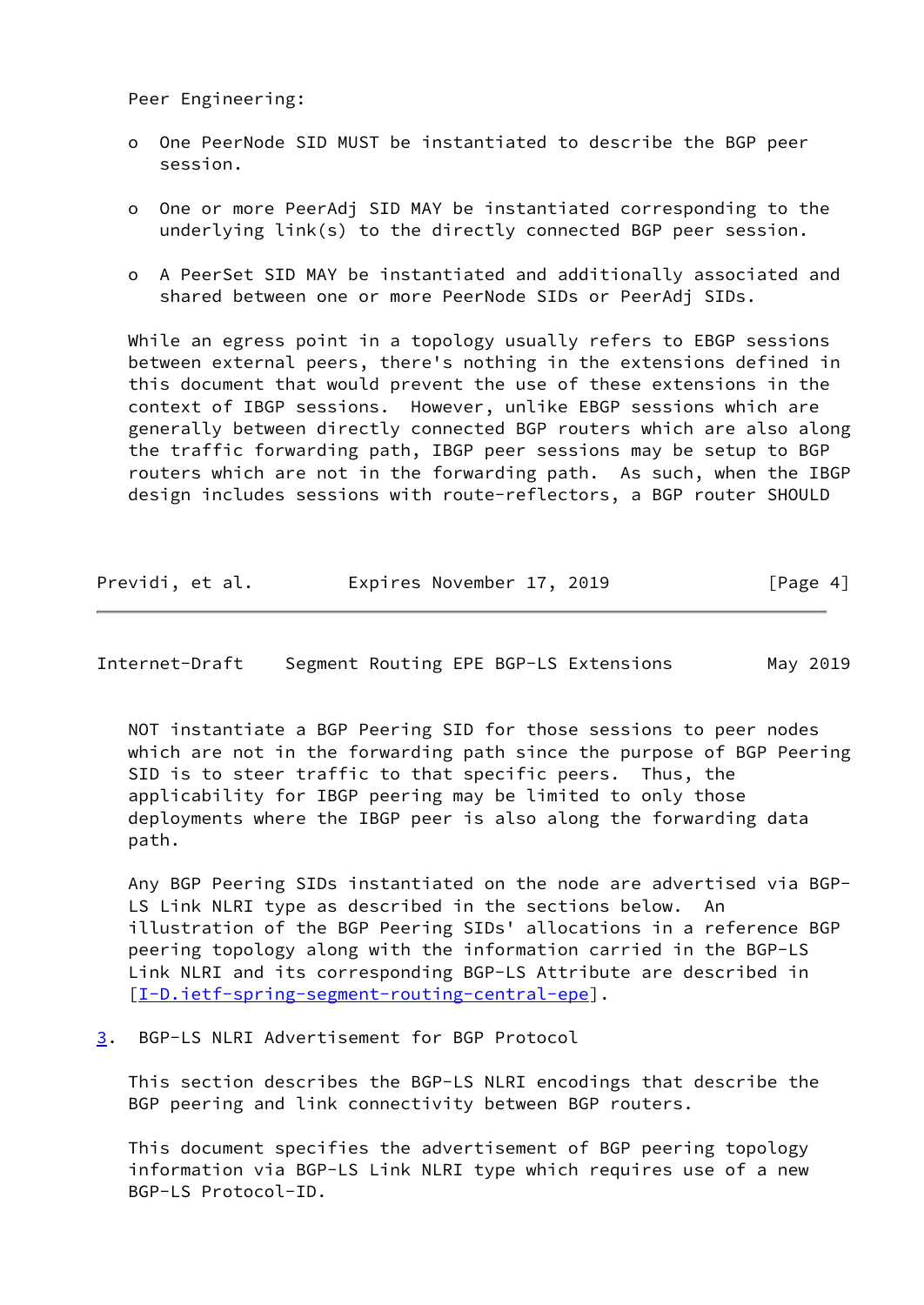Peer Engineering:

- One PeerNode SID MUST be instantiated to describe the BGP peer session.

- One or more PeerAdj SID MAY be instantiated corresponding to the underlying link(s) to the directly connected BGP peer session.

- A PeerSet SID MAY be instantiated and additionally associated and shared between one or more PeerNode SIDs or PeerAdj SIDs.

While an egress point in a topology usually refers to EBGP sessions between external peers, there's nothing in the extensions defined in this document that would prevent the use of these extensions in the context of IBGP sessions. However, unlike EBGP sessions which are generally between directly connected BGP routers which are also along the traffic forwarding path, IBGP peer sessions may be setup to BGP routers which are not in the forwarding path. As such, when the IBGP design includes sessions with route-reflectors, a BGP router SHOULD NOT instantiate a BGP Peering SID for those sessions to peer nodes which are not in the forwarding path since the purpose of BGP Peering SID is to steer traffic to that specific peers. Thus, the applicability for IBGP peering may be limited to only those deployments where the IBGP peer is also along the forwarding data path.

Any BGP Peering SIDs instantiated on the node are advertised via BGP-LS Link NLRI type as described in the sections below. An illustration of the BGP Peering SIDs' allocations in a reference BGP peering topology along with the information carried in the BGP-LS Link NLRI and its corresponding BGP-LS Attribute are described in [I-D.ietf-spring-segment-routing-central-epe].

## 3. BGP-LS NLRI Advertisement for BGP Protocol

This section describes the BGP-LS NLRI encodings that describe the BGP peering and link connectivity between BGP routers.

This document specifies the advertisement of BGP peering topology information via BGP-LS Link NLRI type which requires use of a new BGP-LS Protocol-ID.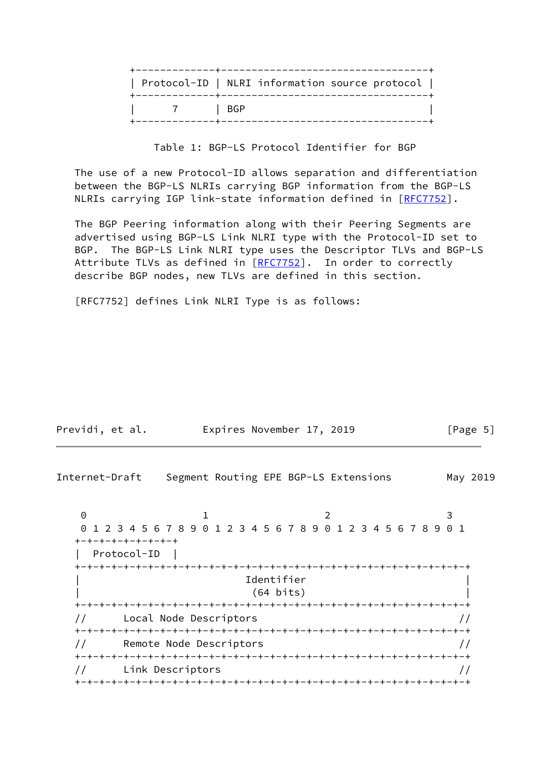| Protocol-ID | NLRI information source protocol |
|---|---|
| 7 | BGP |

Table 1: BGP-LS Protocol Identifier for BGP

The use of a new Protocol-ID allows separation and differentiation between the BGP-LS NLRIs carrying BGP information from the BGP-LS NLRIs carrying IGP link-state information defined in [RFC7752].

The BGP Peering information along with their Peering Segments are advertised using BGP-LS Link NLRI type with the Protocol-ID set to BGP. The BGP-LS Link NLRI type uses the Descriptor TLVs and BGP-LS Attribute TLVs as defined in [RFC7752]. In order to correctly describe BGP nodes, new TLVs are defined in this section.

[RFC7752] defines Link NLRI Type is as follows:

```
 0                   1                   2                   3
 0 1 2 3 4 5 6 7 8 9 0 1 2 3 4 5 6 7 8 9 0 1 2 3 4 5 6 7 8 9 0 1
+-+-+-+-+-+-+-+-+
|  Protocol-ID  |
+-+-+-+-+-+-+-+-+-+-+-+-+-+-+-+-+-+-+-+-+-+-+-+-+-+-+-+-+-+-+-+-+
|                           Identifier                          |
|                            (64 bits)                          |
+-+-+-+-+-+-+-+-+-+-+-+-+-+-+-+-+-+-+-+-+-+-+-+-+-+-+-+-+-+-+-+-+
//       Local Node Descriptors                                //
+-+-+-+-+-+-+-+-+-+-+-+-+-+-+-+-+-+-+-+-+-+-+-+-+-+-+-+-+-+-+-+-+
//       Remote Node Descriptors                               //
+-+-+-+-+-+-+-+-+-+-+-+-+-+-+-+-+-+-+-+-+-+-+-+-+-+-+-+-+-+-+-+-+
//       Link Descriptors                                      //
+-+-+-+-+-+-+-+-+-+-+-+-+-+-+-+-+-+-+-+-+-+-+-+-+-+-+-+-+-+-+-+-+
```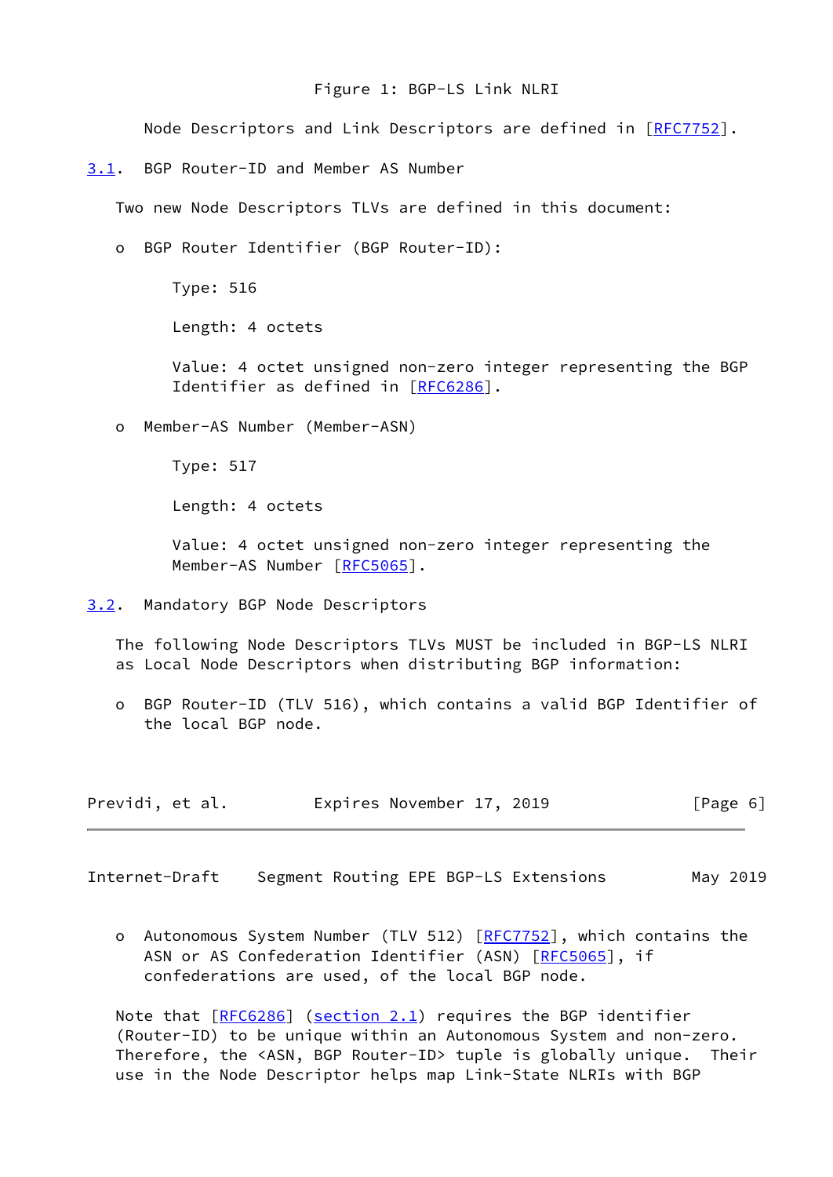Figure 1: BGP-LS Link NLRI

Node Descriptors and Link Descriptors are defined in [RFC7752].

### 3.1. BGP Router-ID and Member AS Number

Two new Node Descriptors TLVs are defined in this document:

- BGP Router Identifier (BGP Router-ID):

  Type: 516

  Length: 4 octets

  Value: 4 octet unsigned non-zero integer representing the BGP Identifier as defined in [RFC6286].

- Member-AS Number (Member-ASN)

  Type: 517

  Length: 4 octets

  Value: 4 octet unsigned non-zero integer representing the Member-AS Number [RFC5065].

### 3.2. Mandatory BGP Node Descriptors

The following Node Descriptors TLVs MUST be included in BGP-LS NLRI as Local Node Descriptors when distributing BGP information:

- BGP Router-ID (TLV 516), which contains a valid BGP Identifier of the local BGP node.

- Autonomous System Number (TLV 512) [RFC7752], which contains the ASN or AS Confederation Identifier (ASN) [RFC5065], if confederations are used, of the local BGP node.

Note that [RFC6286] (section 2.1) requires the BGP identifier (Router-ID) to be unique within an Autonomous System and non-zero. Therefore, the <ASN, BGP Router-ID> tuple is globally unique. Their use in the Node Descriptor helps map Link-State NLRIs with BGP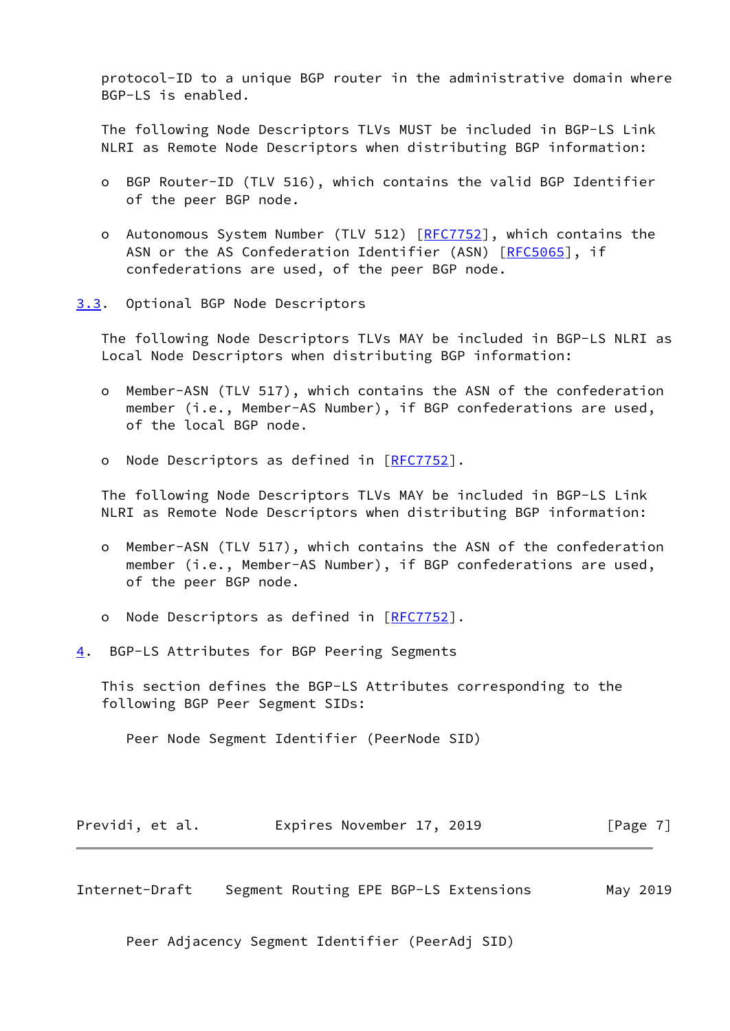protocol-ID to a unique BGP router in the administrative domain where BGP-LS is enabled.

The following Node Descriptors TLVs MUST be included in BGP-LS Link NLRI as Remote Node Descriptors when distributing BGP information:

- BGP Router-ID (TLV 516), which contains the valid BGP Identifier of the peer BGP node.

- Autonomous System Number (TLV 512) [RFC7752], which contains the ASN or the AS Confederation Identifier (ASN) [RFC5065], if confederations are used, of the peer BGP node.

### 3.3. Optional BGP Node Descriptors

The following Node Descriptors TLVs MAY be included in BGP-LS NLRI as Local Node Descriptors when distributing BGP information:

- Member-ASN (TLV 517), which contains the ASN of the confederation member (i.e., Member-AS Number), if BGP confederations are used, of the local BGP node.

- Node Descriptors as defined in [RFC7752].

The following Node Descriptors TLVs MAY be included in BGP-LS Link NLRI as Remote Node Descriptors when distributing BGP information:

- Member-ASN (TLV 517), which contains the ASN of the confederation member (i.e., Member-AS Number), if BGP confederations are used, of the peer BGP node.

- Node Descriptors as defined in [RFC7752].

## 4. BGP-LS Attributes for BGP Peering Segments

This section defines the BGP-LS Attributes corresponding to the following BGP Peer Segment SIDs:

Peer Node Segment Identifier (PeerNode SID)

Peer Adjacency Segment Identifier (PeerAdj SID)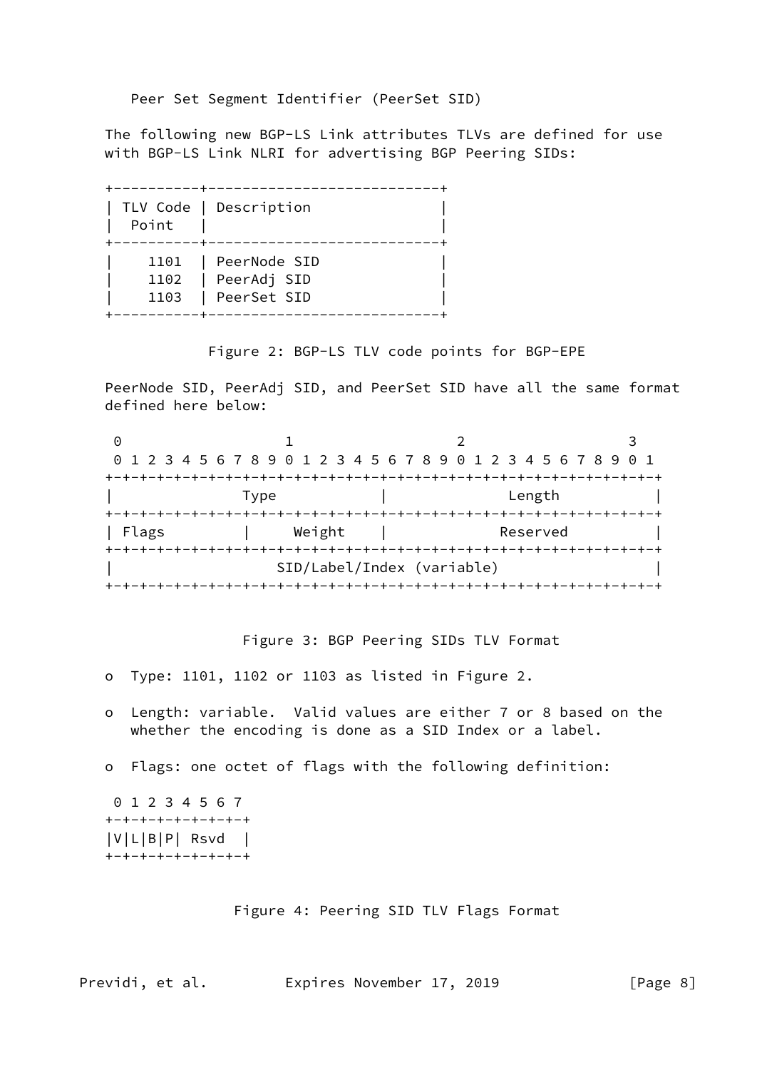Peer Set Segment Identifier (PeerSet SID)

The following new BGP-LS Link attributes TLVs are defined for use with BGP-LS Link NLRI for advertising BGP Peering SIDs:

| TLV Code Point | Description |
|---|---|
| 1101 | PeerNode SID |
| 1102 | PeerAdj SID |
| 1103 | PeerSet SID |

Figure 2: BGP-LS TLV code points for BGP-EPE

PeerNode SID, PeerAdj SID, and PeerSet SID have all the same format defined here below:

```
 0                   1                   2                   3
 0 1 2 3 4 5 6 7 8 9 0 1 2 3 4 5 6 7 8 9 0 1 2 3 4 5 6 7 8 9 0 1
+-+-+-+-+-+-+-+-+-+-+-+-+-+-+-+-+-+-+-+-+-+-+-+-+-+-+-+-+-+-+-+-+
|              Type             |              Length           |
+-+-+-+-+-+-+-+-+-+-+-+-+-+-+-+-+-+-+-+-+-+-+-+-+-+-+-+-+-+-+-+-+
| Flags         |     Weight    |             Reserved          |
+-+-+-+-+-+-+-+-+-+-+-+-+-+-+-+-+-+-+-+-+-+-+-+-+-+-+-+-+-+-+-+-+
|                   SID/Label/Index (variable)                  |
+-+-+-+-+-+-+-+-+-+-+-+-+-+-+-+-+-+-+-+-+-+-+-+-+-+-+-+-+-+-+-+-+
```

Figure 3: BGP Peering SIDs TLV Format

- Type: 1101, 1102 or 1103 as listed in Figure 2.

- Length: variable. Valid values are either 7 or 8 based on the whether the encoding is done as a SID Index or a label.

- Flags: one octet of flags with the following definition:

```
 0 1 2 3 4 5 6 7
+-+-+-+-+-+-+-+-+
|V|L|B|P| Rsvd  |
+-+-+-+-+-+-+-+-+
```

Figure 4: Peering SID TLV Flags Format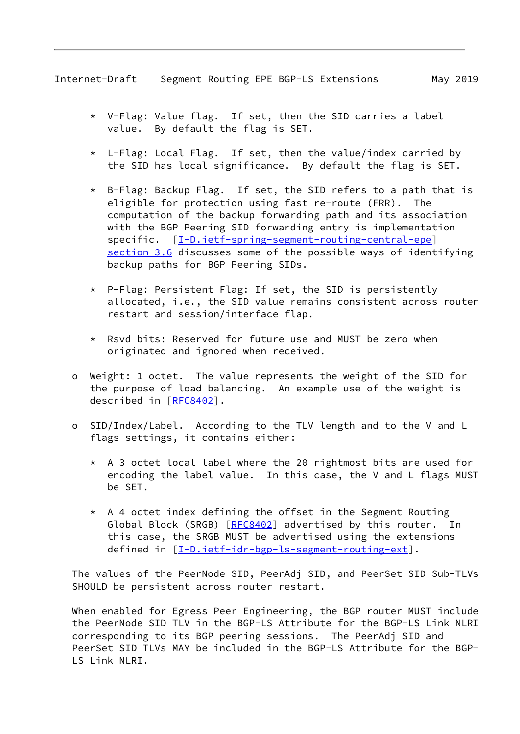* V-Flag: Value flag. If set, then the SID carries a label value. By default the flag is SET.

* L-Flag: Local Flag. If set, then the value/index carried by the SID has local significance. By default the flag is SET.

* B-Flag: Backup Flag. If set, the SID refers to a path that is eligible for protection using fast re-route (FRR). The computation of the backup forwarding path and its association with the BGP Peering SID forwarding entry is implementation specific. [I-D.ietf-spring-segment-routing-central-epe] section 3.6 discusses some of the possible ways of identifying backup paths for BGP Peering SIDs.

* P-Flag: Persistent Flag: If set, the SID is persistently allocated, i.e., the SID value remains consistent across router restart and session/interface flap.

* Rsvd bits: Reserved for future use and MUST be zero when originated and ignored when received.

- Weight: 1 octet. The value represents the weight of the SID for the purpose of load balancing. An example use of the weight is described in [RFC8402].

- SID/Index/Label. According to the TLV length and to the V and L flags settings, it contains either:

  * A 3 octet local label where the 20 rightmost bits are used for encoding the label value. In this case, the V and L flags MUST be SET.

  * A 4 octet index defining the offset in the Segment Routing Global Block (SRGB) [RFC8402] advertised by this router. In this case, the SRGB MUST be advertised using the extensions defined in [I-D.ietf-idr-bgp-ls-segment-routing-ext].

The values of the PeerNode SID, PeerAdj SID, and PeerSet SID Sub-TLVs SHOULD be persistent across router restart.

When enabled for Egress Peer Engineering, the BGP router MUST include the PeerNode SID TLV in the BGP-LS Attribute for the BGP-LS Link NLRI corresponding to its BGP peering sessions. The PeerAdj SID and PeerSet SID TLVs MAY be included in the BGP-LS Attribute for the BGP-LS Link NLRI.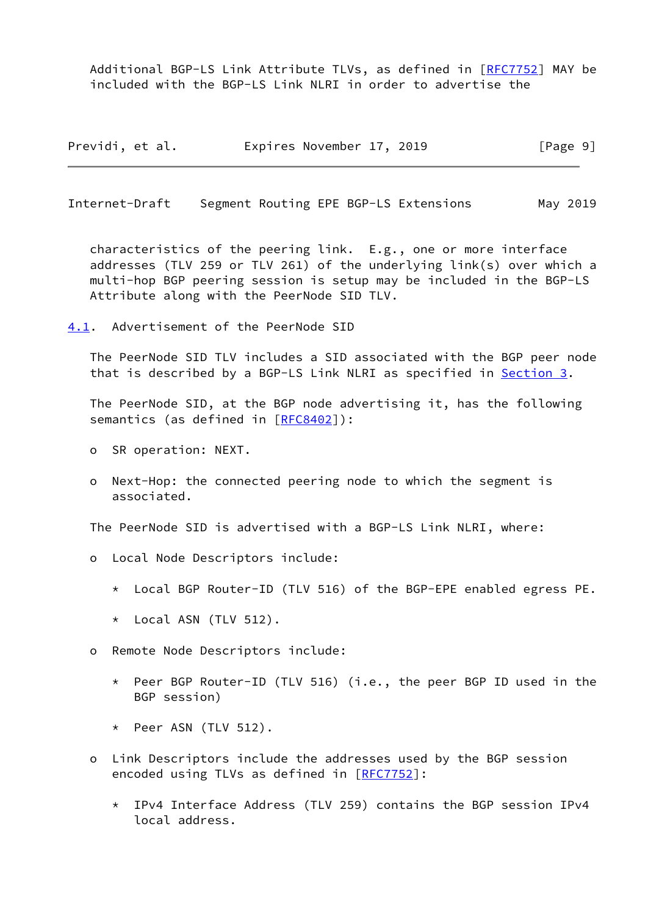Additional BGP-LS Link Attribute TLVs, as defined in [RFC7752] MAY be included with the BGP-LS Link NLRI in order to advertise the characteristics of the peering link. E.g., one or more interface addresses (TLV 259 or TLV 261) of the underlying link(s) over which a multi-hop BGP peering session is setup may be included in the BGP-LS Attribute along with the PeerNode SID TLV.

## 4.1. Advertisement of the PeerNode SID

The PeerNode SID TLV includes a SID associated with the BGP peer node that is described by a BGP-LS Link NLRI as specified in Section 3.

The PeerNode SID, at the BGP node advertising it, has the following semantics (as defined in [RFC8402]):

- SR operation: NEXT.
- Next-Hop: the connected peering node to which the segment is associated.

The PeerNode SID is advertised with a BGP-LS Link NLRI, where:

- Local Node Descriptors include:
  - Local BGP Router-ID (TLV 516) of the BGP-EPE enabled egress PE.
  - Local ASN (TLV 512).
- Remote Node Descriptors include:
  - Peer BGP Router-ID (TLV 516) (i.e., the peer BGP ID used in the BGP session)
  - Peer ASN (TLV 512).
- Link Descriptors include the addresses used by the BGP session encoded using TLVs as defined in [RFC7752]:
  - IPv4 Interface Address (TLV 259) contains the BGP session IPv4 local address.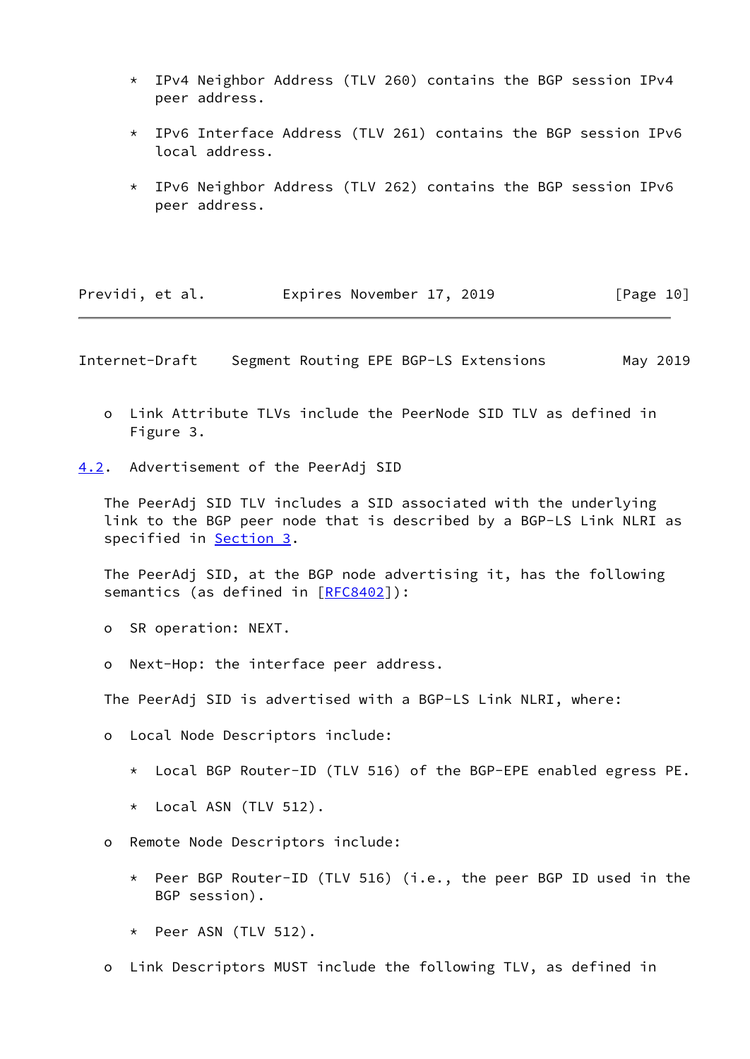* IPv4 Neighbor Address (TLV 260) contains the BGP session IPv4 peer address.

* IPv6 Interface Address (TLV 261) contains the BGP session IPv6 local address.

* IPv6 Neighbor Address (TLV 262) contains the BGP session IPv6 peer address.

- Link Attribute TLVs include the PeerNode SID TLV as defined in Figure 3.

### 4.2. Advertisement of the PeerAdj SID

The PeerAdj SID TLV includes a SID associated with the underlying link to the BGP peer node that is described by a BGP-LS Link NLRI as specified in Section 3.

The PeerAdj SID, at the BGP node advertising it, has the following semantics (as defined in [RFC8402]):

- SR operation: NEXT.

- Next-Hop: the interface peer address.

The PeerAdj SID is advertised with a BGP-LS Link NLRI, where:

- Local Node Descriptors include:

  * Local BGP Router-ID (TLV 516) of the BGP-EPE enabled egress PE.

  * Local ASN (TLV 512).

- Remote Node Descriptors include:

  * Peer BGP Router-ID (TLV 516) (i.e., the peer BGP ID used in the BGP session).

  * Peer ASN (TLV 512).

- Link Descriptors MUST include the following TLV, as defined in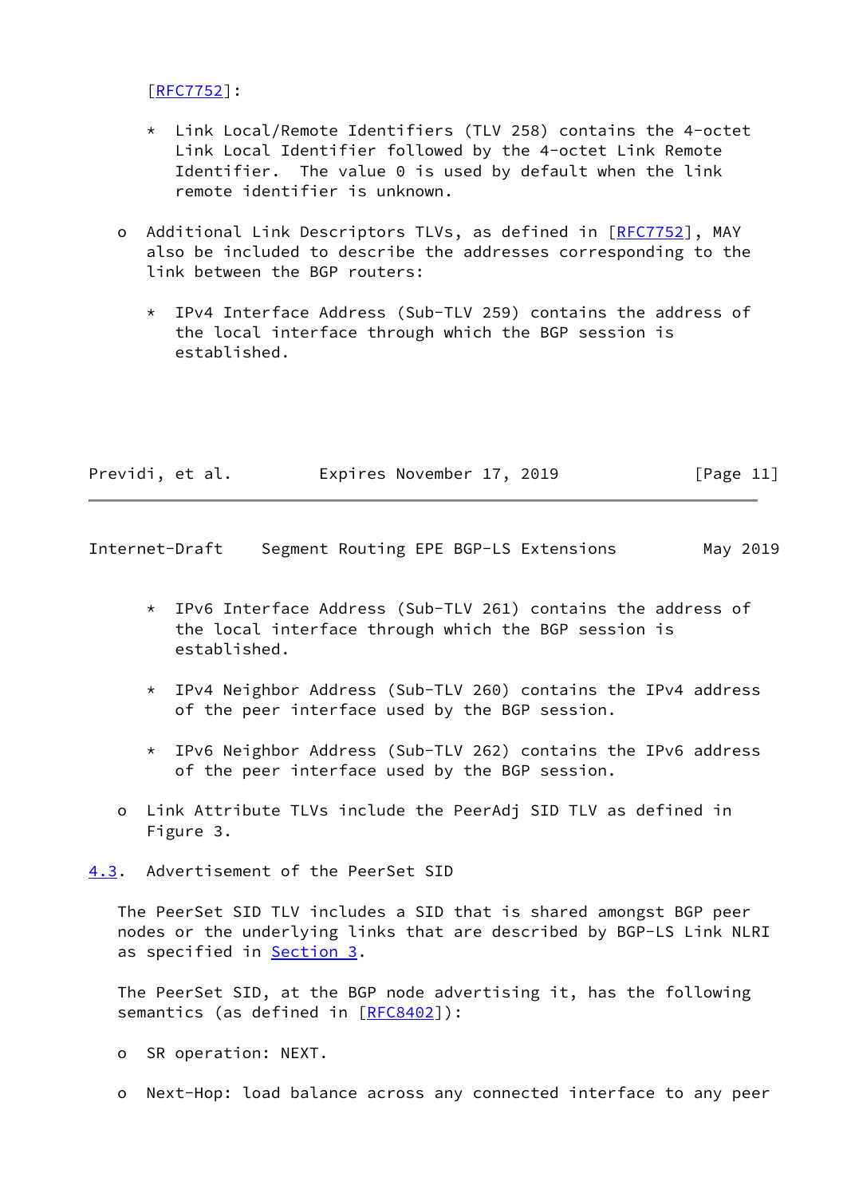[RFC7752]:

   * Link Local/Remote Identifiers (TLV 258) contains the 4-octet Link Local Identifier followed by the 4-octet Link Remote Identifier. The value 0 is used by default when the link remote identifier is unknown.

- Additional Link Descriptors TLVs, as defined in [RFC7752], MAY also be included to describe the addresses corresponding to the link between the BGP routers:

   * IPv4 Interface Address (Sub-TLV 259) contains the address of the local interface through which the BGP session is established.

   * IPv6 Interface Address (Sub-TLV 261) contains the address of the local interface through which the BGP session is established.

   * IPv4 Neighbor Address (Sub-TLV 260) contains the IPv4 address of the peer interface used by the BGP session.

   * IPv6 Neighbor Address (Sub-TLV 262) contains the IPv6 address of the peer interface used by the BGP session.

- Link Attribute TLVs include the PeerAdj SID TLV as defined in Figure 3.

### 4.3. Advertisement of the PeerSet SID

The PeerSet SID TLV includes a SID that is shared amongst BGP peer nodes or the underlying links that are described by BGP-LS Link NLRI as specified in Section 3.

The PeerSet SID, at the BGP node advertising it, has the following semantics (as defined in [RFC8402]):

- SR operation: NEXT.

- Next-Hop: load balance across any connected interface to any peer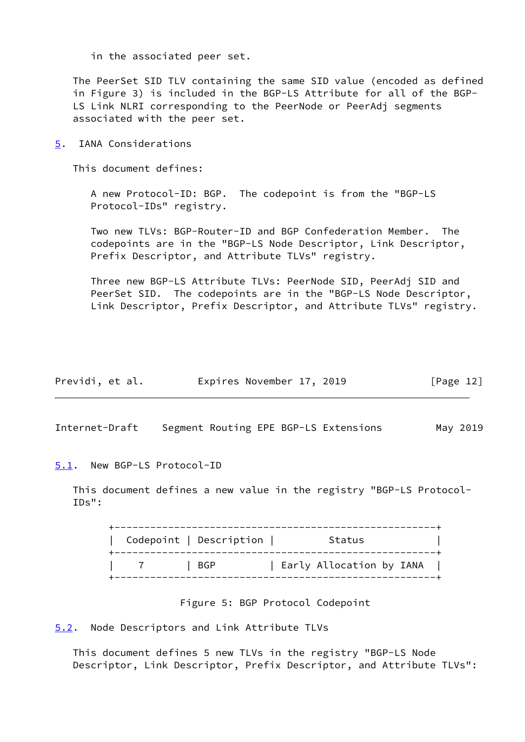in the associated peer set.

The PeerSet SID TLV containing the same SID value (encoded as defined in Figure 3) is included in the BGP-LS Attribute for all of the BGP-LS Link NLRI corresponding to the PeerNode or PeerAdj segments associated with the peer set.

## 5. IANA Considerations

This document defines:

A new Protocol-ID: BGP. The codepoint is from the "BGP-LS Protocol-IDs" registry.

Two new TLVs: BGP-Router-ID and BGP Confederation Member. The codepoints are in the "BGP-LS Node Descriptor, Link Descriptor, Prefix Descriptor, and Attribute TLVs" registry.

Three new BGP-LS Attribute TLVs: PeerNode SID, PeerAdj SID and PeerSet SID. The codepoints are in the "BGP-LS Node Descriptor, Link Descriptor, Prefix Descriptor, and Attribute TLVs" registry.

### 5.1. New BGP-LS Protocol-ID

This document defines a new value in the registry "BGP-LS Protocol-IDs":

| Codepoint | Description | Status |
| --- | --- | --- |
| 7 | BGP | Early Allocation by IANA |

Figure 5: BGP Protocol Codepoint

### 5.2. Node Descriptors and Link Attribute TLVs

This document defines 5 new TLVs in the registry "BGP-LS Node Descriptor, Link Descriptor, Prefix Descriptor, and Attribute TLVs":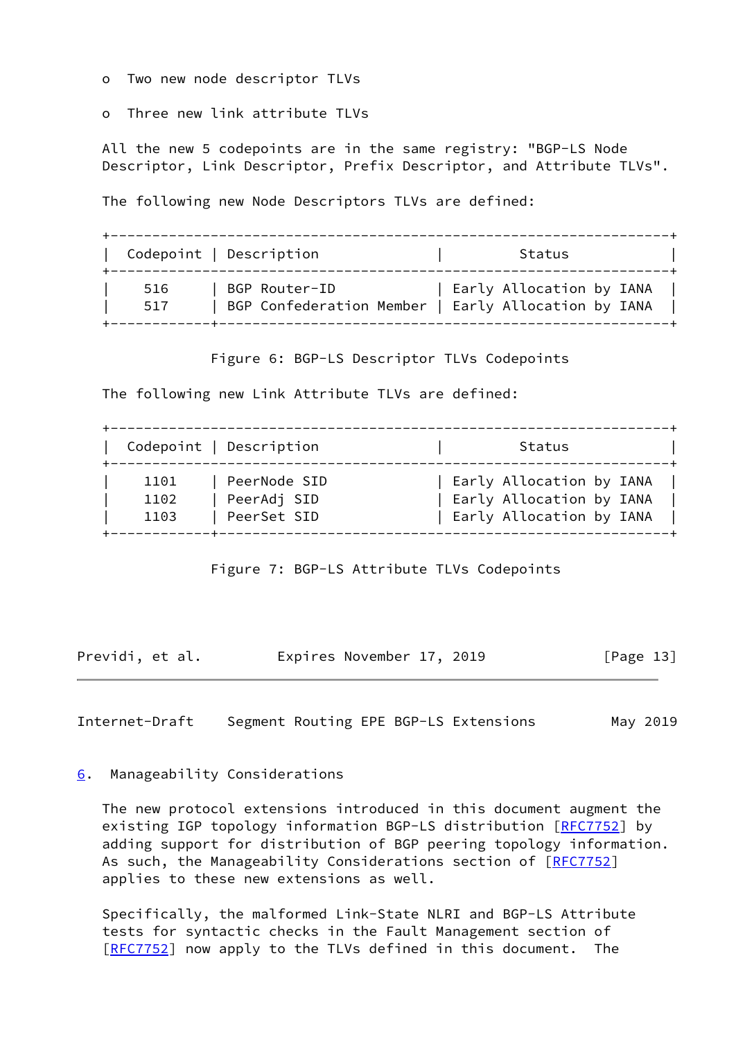- Two new node descriptor TLVs
- Three new link attribute TLVs

All the new 5 codepoints are in the same registry: "BGP-LS Node Descriptor, Link Descriptor, Prefix Descriptor, and Attribute TLVs".

The following new Node Descriptors TLVs are defined:

| Codepoint | Description | Status |
|---|---|---|
| 516 | BGP Router-ID | Early Allocation by IANA |
| 517 | BGP Confederation Member | Early Allocation by IANA |

Figure 6: BGP-LS Descriptor TLVs Codepoints

The following new Link Attribute TLVs are defined:

| Codepoint | Description | Status |
|---|---|---|
| 1101 | PeerNode SID | Early Allocation by IANA |
| 1102 | PeerAdj SID | Early Allocation by IANA |
| 1103 | PeerSet SID | Early Allocation by IANA |

Figure 7: BGP-LS Attribute TLVs Codepoints

## 6. Manageability Considerations

The new protocol extensions introduced in this document augment the existing IGP topology information BGP-LS distribution [RFC7752] by adding support for distribution of BGP peering topology information. As such, the Manageability Considerations section of [RFC7752] applies to these new extensions as well.

Specifically, the malformed Link-State NLRI and BGP-LS Attribute tests for syntactic checks in the Fault Management section of [RFC7752] now apply to the TLVs defined in this document. The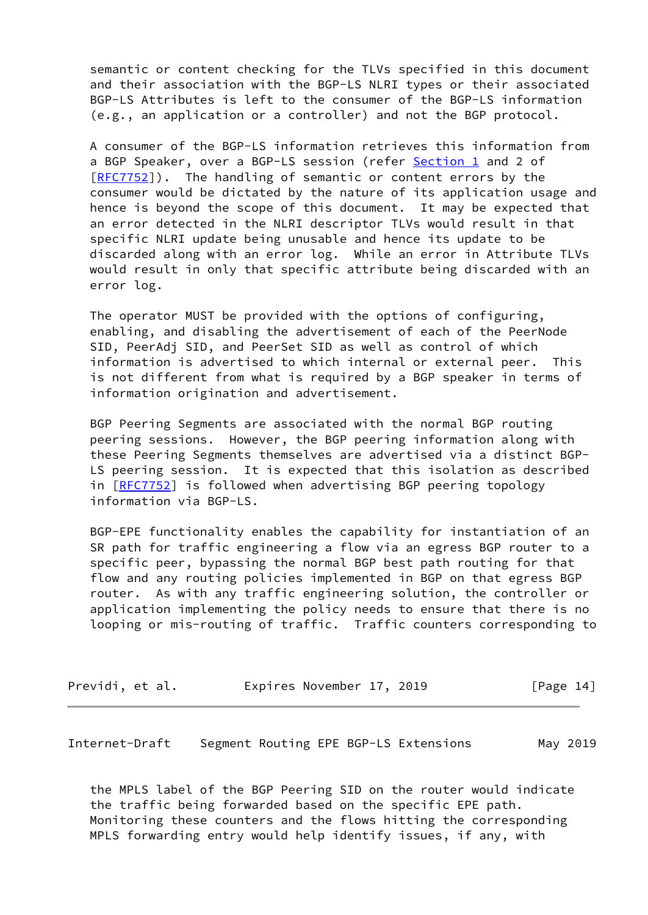semantic or content checking for the TLVs specified in this document and their association with the BGP-LS NLRI types or their associated BGP-LS Attributes is left to the consumer of the BGP-LS information (e.g., an application or a controller) and not the BGP protocol.

A consumer of the BGP-LS information retrieves this information from a BGP Speaker, over a BGP-LS session (refer Section 1 and 2 of [RFC7752]). The handling of semantic or content errors by the consumer would be dictated by the nature of its application usage and hence is beyond the scope of this document. It may be expected that an error detected in the NLRI descriptor TLVs would result in that specific NLRI update being unusable and hence its update to be discarded along with an error log. While an error in Attribute TLVs would result in only that specific attribute being discarded with an error log.

The operator MUST be provided with the options of configuring, enabling, and disabling the advertisement of each of the PeerNode SID, PeerAdj SID, and PeerSet SID as well as control of which information is advertised to which internal or external peer. This is not different from what is required by a BGP speaker in terms of information origination and advertisement.

BGP Peering Segments are associated with the normal BGP routing peering sessions. However, the BGP peering information along with these Peering Segments themselves are advertised via a distinct BGP-LS peering session. It is expected that this isolation as described in [RFC7752] is followed when advertising BGP peering topology information via BGP-LS.

BGP-EPE functionality enables the capability for instantiation of an SR path for traffic engineering a flow via an egress BGP router to a specific peer, bypassing the normal BGP best path routing for that flow and any routing policies implemented in BGP on that egress BGP router. As with any traffic engineering solution, the controller or application implementing the policy needs to ensure that there is no looping or mis-routing of traffic. Traffic counters corresponding to the MPLS label of the BGP Peering SID on the router would indicate the traffic being forwarded based on the specific EPE path. Monitoring these counters and the flows hitting the corresponding MPLS forwarding entry would help identify issues, if any, with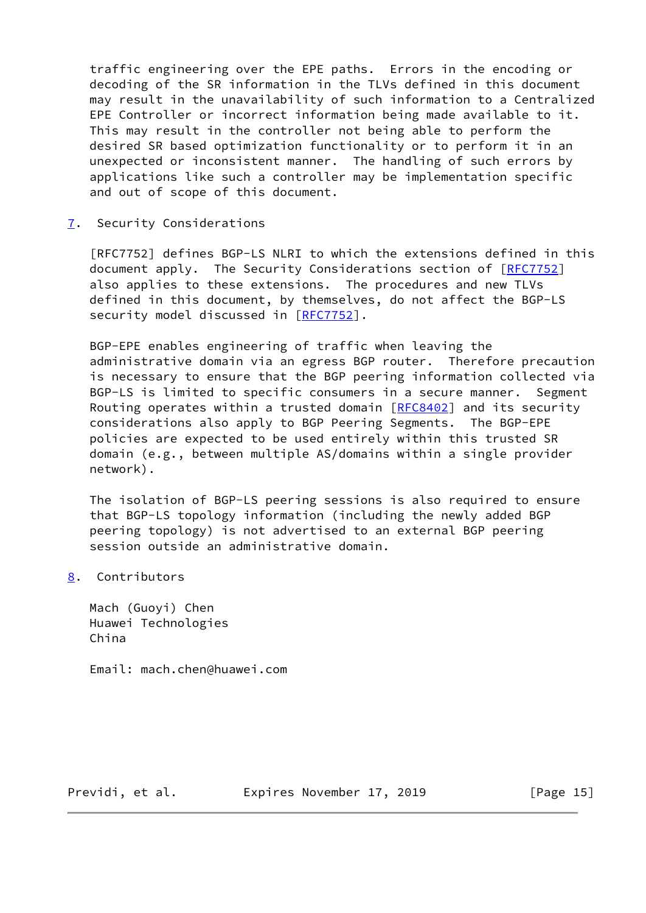traffic engineering over the EPE paths. Errors in the encoding or decoding of the SR information in the TLVs defined in this document may result in the unavailability of such information to a Centralized EPE Controller or incorrect information being made available to it. This may result in the controller not being able to perform the desired SR based optimization functionality or to perform it in an unexpected or inconsistent manner. The handling of such errors by applications like such a controller may be implementation specific and out of scope of this document.

## 7. Security Considerations

[RFC7752] defines BGP-LS NLRI to which the extensions defined in this document apply. The Security Considerations section of [RFC7752] also applies to these extensions. The procedures and new TLVs defined in this document, by themselves, do not affect the BGP-LS security model discussed in [RFC7752].

BGP-EPE enables engineering of traffic when leaving the administrative domain via an egress BGP router. Therefore precaution is necessary to ensure that the BGP peering information collected via BGP-LS is limited to specific consumers in a secure manner. Segment Routing operates within a trusted domain [RFC8402] and its security considerations also apply to BGP Peering Segments. The BGP-EPE policies are expected to be used entirely within this trusted SR domain (e.g., between multiple AS/domains within a single provider network).

The isolation of BGP-LS peering sessions is also required to ensure that BGP-LS topology information (including the newly added BGP peering topology) is not advertised to an external BGP peering session outside an administrative domain.

## 8. Contributors

Mach (Guoyi) Chen
Huawei Technologies
China

Email: mach.chen@huawei.com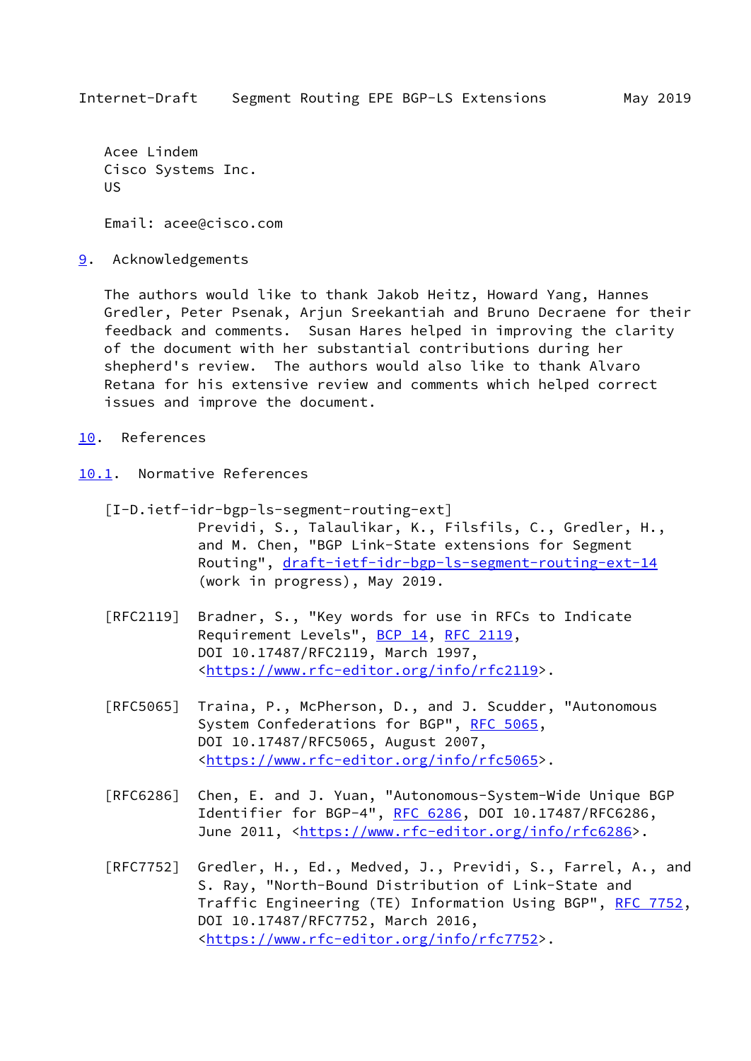Acee Lindem
Cisco Systems Inc.
US

Email: acee@cisco.com

## 9. Acknowledgements

The authors would like to thank Jakob Heitz, Howard Yang, Hannes Gredler, Peter Psenak, Arjun Sreekantiah and Bruno Decraene for their feedback and comments. Susan Hares helped in improving the clarity of the document with her substantial contributions during her shepherd's review. The authors would also like to thank Alvaro Retana for his extensive review and comments which helped correct issues and improve the document.

## 10. References

### 10.1. Normative References

[I-D.ietf-idr-bgp-ls-segment-routing-ext]
Previdi, S., Talaulikar, K., Filsfils, C., Gredler, H., and M. Chen, "BGP Link-State extensions for Segment Routing", draft-ietf-idr-bgp-ls-segment-routing-ext-14 (work in progress), May 2019.

[RFC2119] Bradner, S., "Key words for use in RFCs to Indicate Requirement Levels", BCP 14, RFC 2119, DOI 10.17487/RFC2119, March 1997, <https://www.rfc-editor.org/info/rfc2119>.

[RFC5065] Traina, P., McPherson, D., and J. Scudder, "Autonomous System Confederations for BGP", RFC 5065, DOI 10.17487/RFC5065, August 2007, <https://www.rfc-editor.org/info/rfc5065>.

[RFC6286] Chen, E. and J. Yuan, "Autonomous-System-Wide Unique BGP Identifier for BGP-4", RFC 6286, DOI 10.17487/RFC6286, June 2011, <https://www.rfc-editor.org/info/rfc6286>.

[RFC7752] Gredler, H., Ed., Medved, J., Previdi, S., Farrel, A., and S. Ray, "North-Bound Distribution of Link-State and Traffic Engineering (TE) Information Using BGP", RFC 7752, DOI 10.17487/RFC7752, March 2016, <https://www.rfc-editor.org/info/rfc7752>.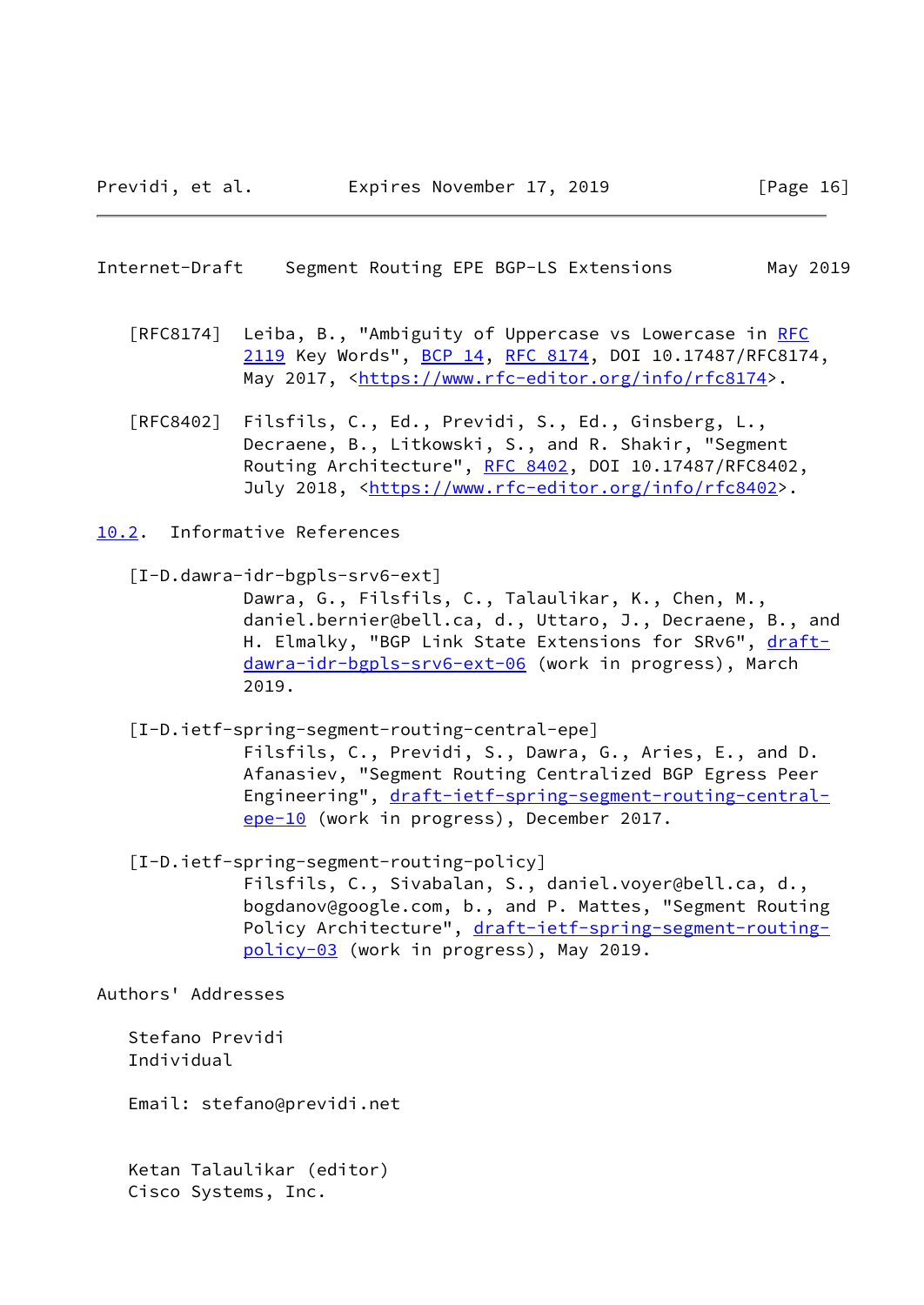[RFC8174] Leiba, B., "Ambiguity of Uppercase vs Lowercase in RFC 2119 Key Words", BCP 14, RFC 8174, DOI 10.17487/RFC8174, May 2017, <https://www.rfc-editor.org/info/rfc8174>.

[RFC8402] Filsfils, C., Ed., Previdi, S., Ed., Ginsberg, L., Decraene, B., Litkowski, S., and R. Shakir, "Segment Routing Architecture", RFC 8402, DOI 10.17487/RFC8402, July 2018, <https://www.rfc-editor.org/info/rfc8402>.

### 10.2. Informative References

[I-D.dawra-idr-bgpls-srv6-ext]
Dawra, G., Filsfils, C., Talaulikar, K., Chen, M., daniel.bernier@bell.ca, d., Uttaro, J., Decraene, B., and H. Elmalky, "BGP Link State Extensions for SRv6", draft-dawra-idr-bgpls-srv6-ext-06 (work in progress), March 2019.

[I-D.ietf-spring-segment-routing-central-epe]
Filsfils, C., Previdi, S., Dawra, G., Aries, E., and D. Afanasiev, "Segment Routing Centralized BGP Egress Peer Engineering", draft-ietf-spring-segment-routing-central-epe-10 (work in progress), December 2017.

[I-D.ietf-spring-segment-routing-policy]
Filsfils, C., Sivabalan, S., daniel.voyer@bell.ca, d., bogdanov@google.com, b., and P. Mattes, "Segment Routing Policy Architecture", draft-ietf-spring-segment-routing-policy-03 (work in progress), May 2019.

## Authors' Addresses

Stefano Previdi
Individual

Email: stefano@previdi.net

Ketan Talaulikar (editor)
Cisco Systems, Inc.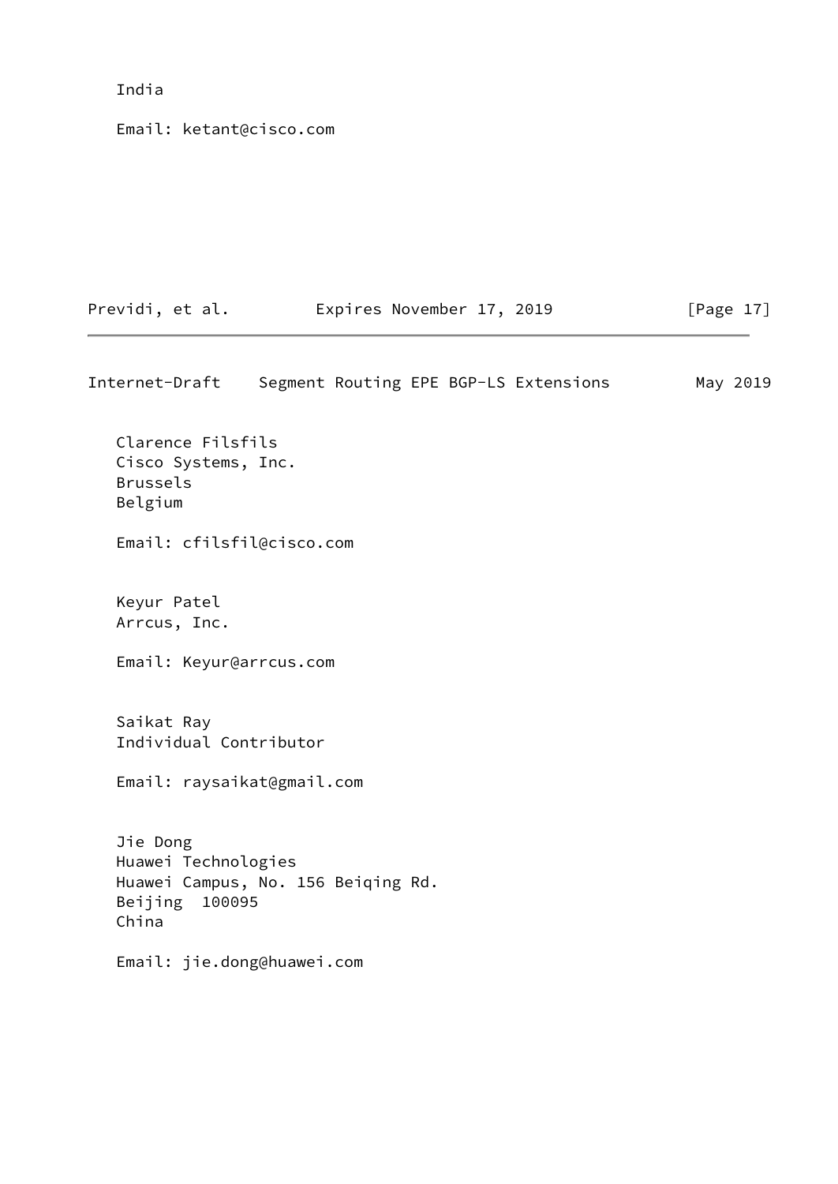India

Email: ketant@cisco.com

Clarence Filsfils
Cisco Systems, Inc.
Brussels
Belgium

Email: cfilsfil@cisco.com

Keyur Patel
Arrcus, Inc.

Email: Keyur@arrcus.com

Saikat Ray
Individual Contributor

Email: raysaikat@gmail.com

Jie Dong
Huawei Technologies
Huawei Campus, No. 156 Beiqing Rd.
Beijing  100095
China

Email: jie.dong@huawei.com